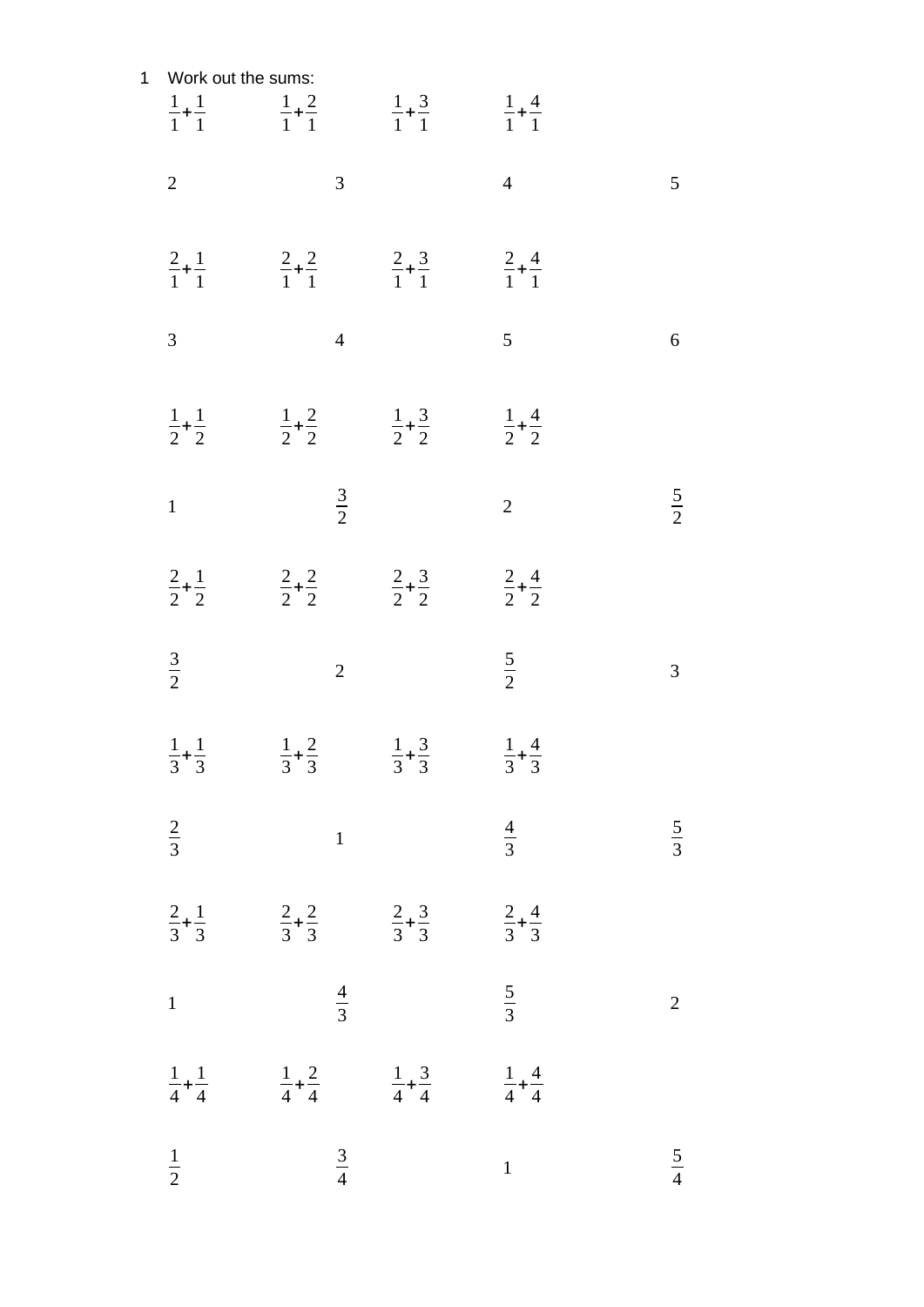1 Work out the sums:

| | | | |
|---|---|---|---|
| $\frac{1}{1}+\frac{1}{1}$ | $\frac{1}{1}+\frac{2}{1}$ | $\frac{1}{1}+\frac{3}{1}$ | $\frac{1}{1}+\frac{4}{1}$ |
| $2$ | $3$ | $4$ | $5$ |
| $\frac{2}{1}+\frac{1}{1}$ | $\frac{2}{1}+\frac{2}{1}$ | $\frac{2}{1}+\frac{3}{1}$ | $\frac{2}{1}+\frac{4}{1}$ |
| $3$ | $4$ | $5$ | $6$ |
| $\frac{1}{2}+\frac{1}{2}$ | $\frac{1}{2}+\frac{2}{2}$ | $\frac{1}{2}+\frac{3}{2}$ | $\frac{1}{2}+\frac{4}{2}$ |
| $1$ | $\frac{3}{2}$ | $2$ | $\frac{5}{2}$ |
| $\frac{2}{2}+\frac{1}{2}$ | $\frac{2}{2}+\frac{2}{2}$ | $\frac{2}{2}+\frac{3}{2}$ | $\frac{2}{2}+\frac{4}{2}$ |
| $\frac{3}{2}$ | $2$ | $\frac{5}{2}$ | $3$ |
| $\frac{1}{3}+\frac{1}{3}$ | $\frac{1}{3}+\frac{2}{3}$ | $\frac{1}{3}+\frac{3}{3}$ | $\frac{1}{3}+\frac{4}{3}$ |
| $\frac{2}{3}$ | $1$ | $\frac{4}{3}$ | $\frac{5}{3}$ |
| $\frac{2}{3}+\frac{1}{3}$ | $\frac{2}{3}+\frac{2}{3}$ | $\frac{2}{3}+\frac{3}{3}$ | $\frac{2}{3}+\frac{4}{3}$ |
| $1$ | $\frac{4}{3}$ | $\frac{5}{3}$ | $2$ |
| $\frac{1}{4}+\frac{1}{4}$ | $\frac{1}{4}+\frac{2}{4}$ | $\frac{1}{4}+\frac{3}{4}$ | $\frac{1}{4}+\frac{4}{4}$ |
| $\frac{1}{2}$ | $\frac{3}{4}$ | $1$ | $\frac{5}{4}$ |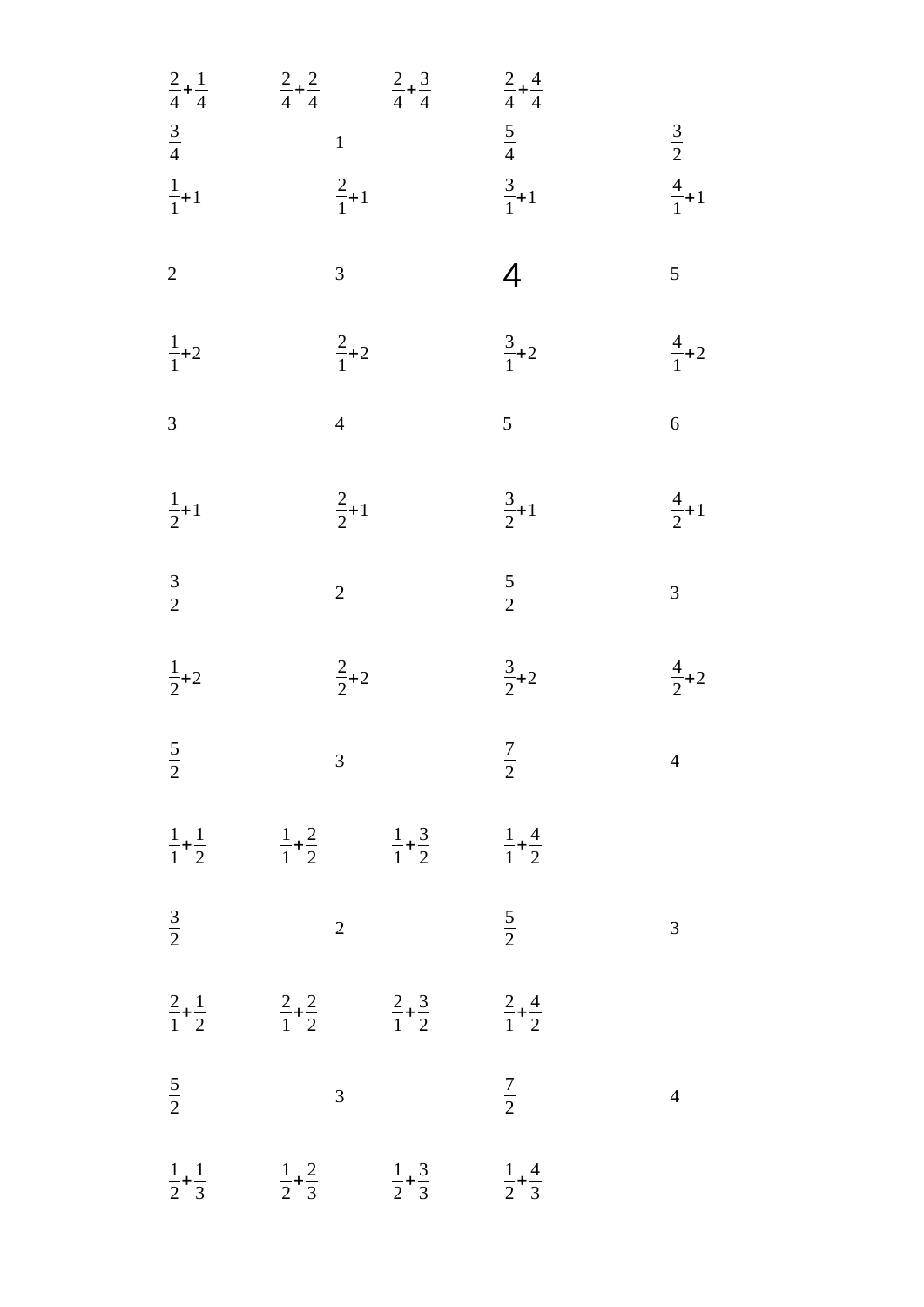| | | | |
|---|---|---|---|
| $\frac{2}{4}+\frac{1}{4}$ | $\frac{2}{4}+\frac{2}{4}$ | $\frac{2}{4}+\frac{3}{4}$ | $\frac{2}{4}+\frac{4}{4}$ |
| $\frac{3}{4}$ | 1 | $\frac{5}{4}$ | $\frac{3}{2}$ |
| $\frac{1}{1}+1$ | $\frac{2}{1}+1$ | $\frac{3}{1}+1$ | $\frac{4}{1}+1$ |
| 2 | 3 | 4 | 5 |
| $\frac{1}{1}+2$ | $\frac{2}{1}+2$ | $\frac{3}{1}+2$ | $\frac{4}{1}+2$ |
| 3 | 4 | 5 | 6 |
| $\frac{1}{2}+1$ | $\frac{2}{2}+1$ | $\frac{3}{2}+1$ | $\frac{4}{2}+1$ |
| $\frac{3}{2}$ | 2 | $\frac{5}{2}$ | 3 |
| $\frac{1}{2}+2$ | $\frac{2}{2}+2$ | $\frac{3}{2}+2$ | $\frac{4}{2}+2$ |
| $\frac{5}{2}$ | 3 | $\frac{7}{2}$ | 4 |
| $\frac{1}{1}+\frac{1}{2}$ | $\frac{1}{1}+\frac{2}{2}$ | $\frac{1}{1}+\frac{3}{2}$ | $\frac{1}{1}+\frac{4}{2}$ |
| $\frac{3}{2}$ | 2 | $\frac{5}{2}$ | 3 |
| $\frac{2}{1}+\frac{1}{2}$ | $\frac{2}{1}+\frac{2}{2}$ | $\frac{2}{1}+\frac{3}{2}$ | $\frac{2}{1}+\frac{4}{2}$ |
| $\frac{5}{2}$ | 3 | $\frac{7}{2}$ | 4 |
| $\frac{1}{2}+\frac{1}{3}$ | $\frac{1}{2}+\frac{2}{3}$ | $\frac{1}{2}+\frac{3}{3}$ | $\frac{1}{2}+\frac{4}{3}$ |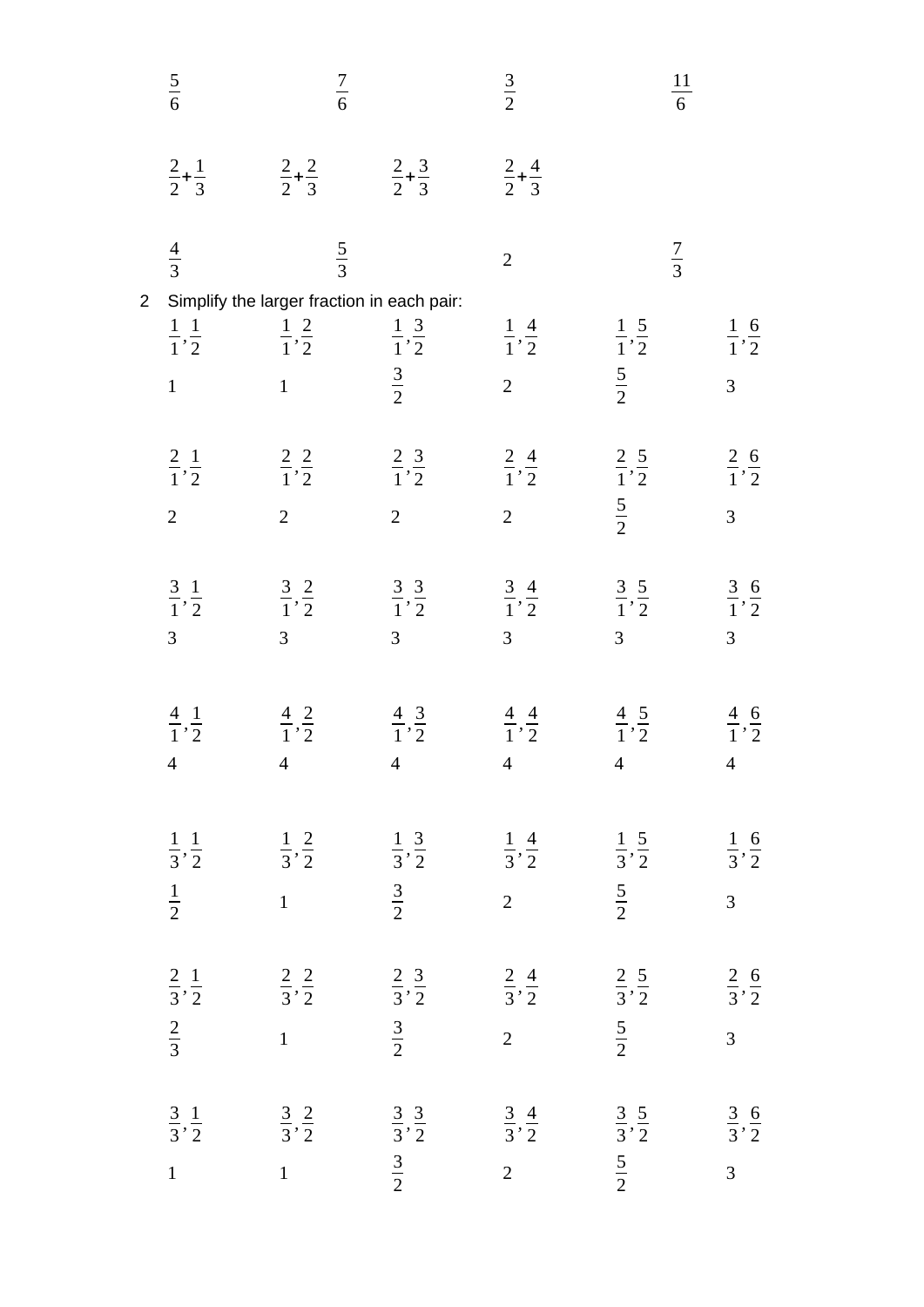$\frac{5}{6}$ $\frac{7}{6}$ $\frac{3}{2}$ $\frac{11}{6}$

$\frac{2}{2}+\frac{1}{3}$ $\frac{2}{2}+\frac{2}{3}$ $\frac{2}{2}+\frac{3}{3}$ $\frac{2}{2}+\frac{4}{3}$

$\frac{4}{3}$ $\frac{5}{3}$ $2$ $\frac{7}{3}$

2 Simplify the larger fraction in each pair:

| | | | | | |
|---|---|---|---|---|---|
| $\frac{1}{1},\frac{1}{2}$ | $\frac{1}{1},\frac{2}{2}$ | $\frac{1}{1},\frac{3}{2}$ | $\frac{1}{1},\frac{4}{2}$ | $\frac{1}{1},\frac{5}{2}$ | $\frac{1}{1},\frac{6}{2}$ |
| $1$ | $1$ | $\frac{3}{2}$ | $2$ | $\frac{5}{2}$ | $3$ |
| $\frac{2}{1},\frac{1}{2}$ | $\frac{2}{1},\frac{2}{2}$ | $\frac{2}{1},\frac{3}{2}$ | $\frac{2}{1},\frac{4}{2}$ | $\frac{2}{1},\frac{5}{2}$ | $\frac{2}{1},\frac{6}{2}$ |
| $2$ | $2$ | $2$ | $2$ | $\frac{5}{2}$ | $3$ |
| $\frac{3}{1},\frac{1}{2}$ | $\frac{3}{1},\frac{2}{2}$ | $\frac{3}{1},\frac{3}{2}$ | $\frac{3}{1},\frac{4}{2}$ | $\frac{3}{1},\frac{5}{2}$ | $\frac{3}{1},\frac{6}{2}$ |
| $3$ | $3$ | $3$ | $3$ | $3$ | $3$ |
| $\frac{4}{1},\frac{1}{2}$ | $\frac{4}{1},\frac{2}{2}$ | $\frac{4}{1},\frac{3}{2}$ | $\frac{4}{1},\frac{4}{2}$ | $\frac{4}{1},\frac{5}{2}$ | $\frac{4}{1},\frac{6}{2}$ |
| $4$ | $4$ | $4$ | $4$ | $4$ | $4$ |
| $\frac{1}{3},\frac{1}{2}$ | $\frac{1}{3},\frac{2}{2}$ | $\frac{1}{3},\frac{3}{2}$ | $\frac{1}{3},\frac{4}{2}$ | $\frac{1}{3},\frac{5}{2}$ | $\frac{1}{3},\frac{6}{2}$ |
| $\frac{1}{2}$ | $1$ | $\frac{3}{2}$ | $2$ | $\frac{5}{2}$ | $3$ |
| $\frac{2}{3},\frac{1}{2}$ | $\frac{2}{3},\frac{2}{2}$ | $\frac{2}{3},\frac{3}{2}$ | $\frac{2}{3},\frac{4}{2}$ | $\frac{2}{3},\frac{5}{2}$ | $\frac{2}{3},\frac{6}{2}$ |
| $\frac{2}{3}$ | $1$ | $\frac{3}{2}$ | $2$ | $\frac{5}{2}$ | $3$ |
| $\frac{3}{3},\frac{1}{2}$ | $\frac{3}{3},\frac{2}{2}$ | $\frac{3}{3},\frac{3}{2}$ | $\frac{3}{3},\frac{4}{2}$ | $\frac{3}{3},\frac{5}{2}$ | $\frac{3}{3},\frac{6}{2}$ |
| $1$ | $1$ | $\frac{3}{2}$ | $2$ | $\frac{5}{2}$ | $3$ |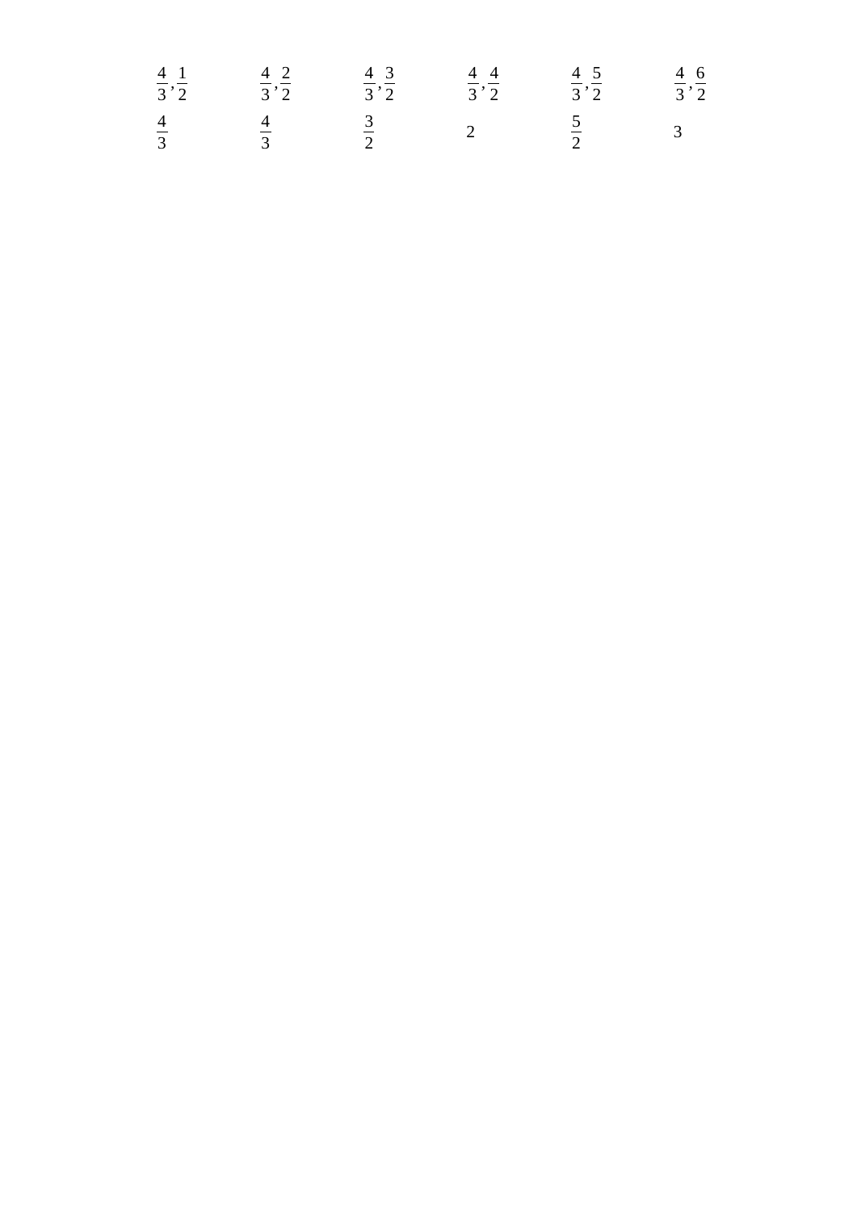| | | | | | |
|---|---|---|---|---|---|
| $\frac{4}{3},\frac{1}{2}$ | $\frac{4}{3},\frac{2}{2}$ | $\frac{4}{3},\frac{3}{2}$ | $\frac{4}{3},\frac{4}{2}$ | $\frac{4}{3},\frac{5}{2}$ | $\frac{4}{3},\frac{6}{2}$ |
| $\frac{4}{3}$ | $\frac{4}{3}$ | $\frac{3}{2}$ | $2$ | $\frac{5}{2}$ | $3$ |